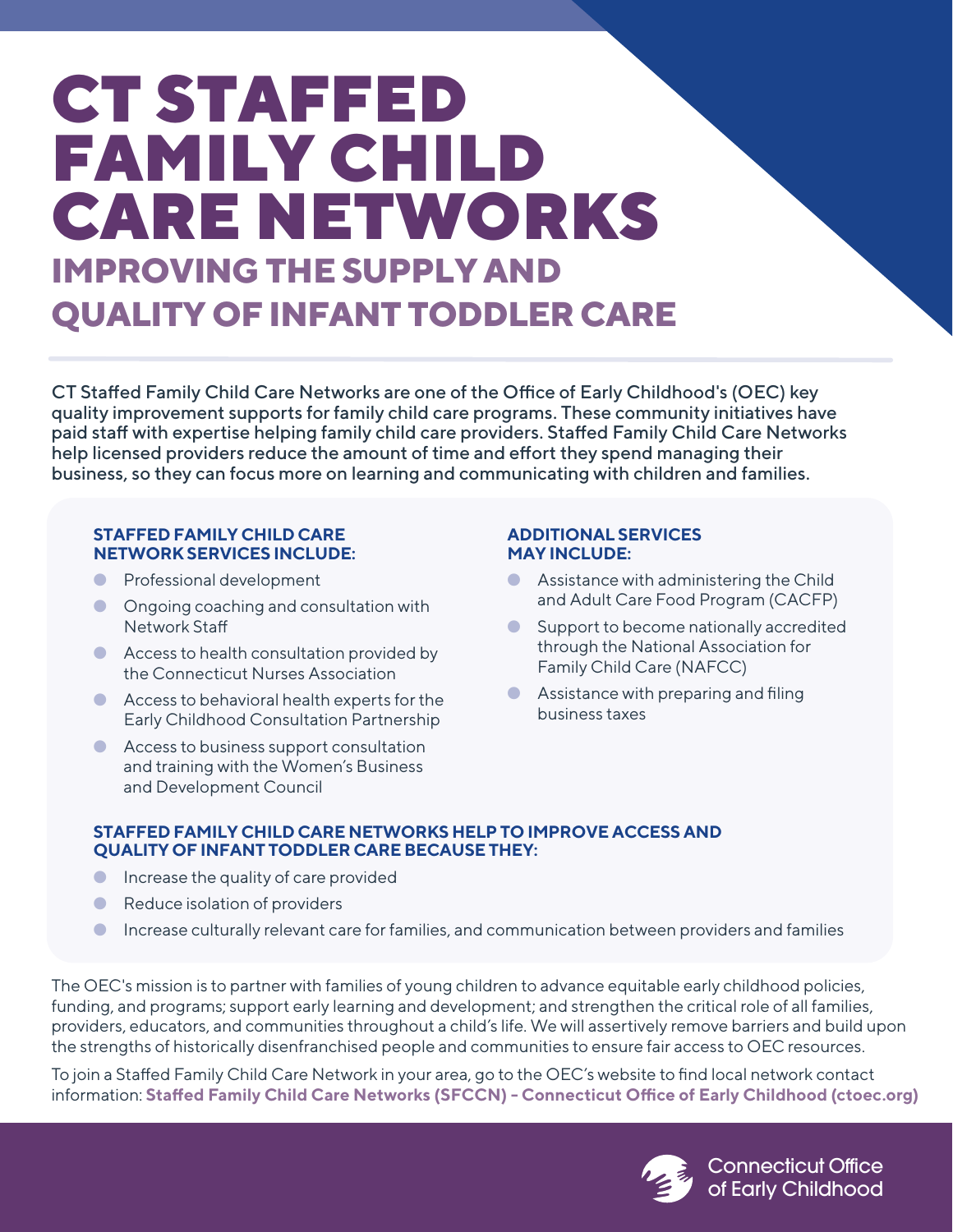# CT STAFFED FAMILY CHILD CARE NETWORKS

## IMPROVING THE SUPPLY AND QUALITY OF INFANT TODDLER CARE

CT Staffed Family Child Care Networks are one of the Office of Early Childhood's (OEC) key quality improvement supports for family child care programs. These community initiatives have paid staff with expertise helping family child care providers. Staffed Family Child Care Networks help licensed providers reduce the amount of time and effort they spend managing their business, so they can focus more on learning and communicating with children and families.

### STAFFED FAMILY CHILD CARE NETWORK SERVICES INCLUDE:

- Professional development
- Ongoing coaching and consultation with Network Staff
- Access to health consultation provided by the Connecticut Nurses Association
- Access to behavioral health experts for the Early Childhood Consultation Partnership
- Access to business support consultation and training with the Women's Business and Development Council

### ADDITIONAL SERVICES MAY INCLUDE:

- Assistance with administering the Child and Adult Care Food Program (CACFP)
- Support to become nationally accredited through the National Association for Family Child Care (NAFCC)
- Assistance with preparing and filing business taxes

### STAFFED FAMILY CHILD CARE NETWORKS HELP TO IMPROVE ACCESS AND QUALITY OF INFANT TODDLER CARE BECAUSE THEY:

- Increase the quality of care provided
- Reduce isolation of providers
- Increase culturally relevant care for families, and communication between providers and families

The OEC's mission is to partner with families of young children to advance equitable early childhood policies, funding, and programs; support early learning and development; and strengthen the critical role of all families, providers, educators, and communities throughout a child's life. We will assertively remove barriers and build upon the strengths of historically disenfranchised people and communities to ensure fair access to OEC resources.

To join a Staffed Family Child Care Network in your area, go to the OEC's website to find local network contact information: **Staffed Family Child Care Networks (SFCCN) - Connecticut Office of Early Childhood (ctoec.org)**

Connecticut Office of Early Childhood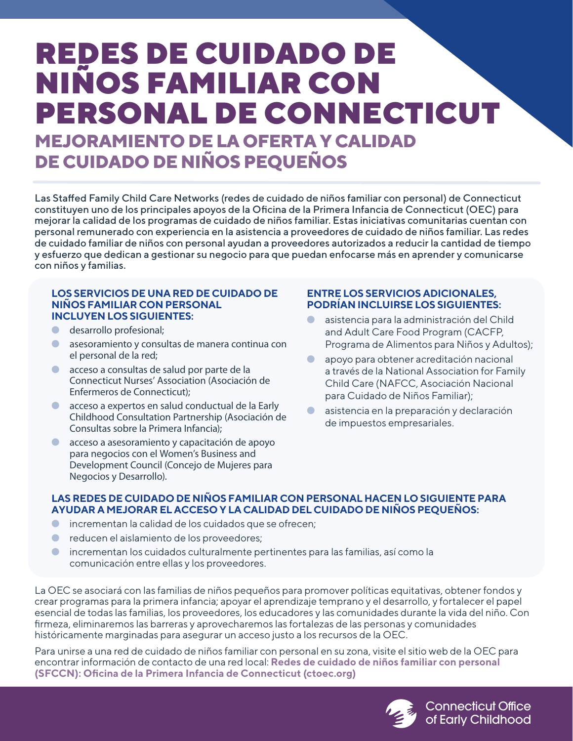# REDES DE CUIDADO DE NIÑOS FAMILIAR CON PERSONAL DE CONNECTICUT

## MEJORAMIENTO DE LA OFERTA Y CALIDAD DE CUIDADO DE NIÑOS PEQUEÑOS

Las Staffed Family Child Care Networks (redes de cuidado de niños familiar con personal) de Connecticut constituyen uno de los principales apoyos de la Oficina de la Primera Infancia de Connecticut (OEC) para mejorar la calidad de los programas de cuidado de niños familiar. Estas iniciativas comunitarias cuentan con personal remunerado con experiencia en la asistencia a proveedores de cuidado de niños familiar. Las redes de cuidado familiar de niños con personal ayudan a proveedores autorizados a reducir la cantidad de tiempo y esfuerzo que dedican a gestionar su negocio para que puedan enfocarse más en aprender y comunicarse con niños y familias.

### LOS SERVICIOS DE UNA RED DE CUIDADO DE NIÑOS FAMILIAR CON PERSONAL INCLUYEN LOS SIGUIENTES:

- desarrollo profesional;
- asesoramiento y consultas de manera continua con el personal de la red;
- acceso a consultas de salud por parte de la Connecticut Nurses' Association (Asociación de Enfermeros de Connecticut);
- acceso a expertos en salud conductual de la Early Childhood Consultation Partnership (Asociación de Consultas sobre la Primera Infancia);
- acceso a asesoramiento y capacitación de apoyo para negocios con el Women's Business and Development Council (Concejo de Mujeres para Negocios y Desarrollo).

### ENTRE LOS SERVICIOS ADICIONALES, PODRÍAN INCLUIRSE LOS SIGUIENTES:

- asistencia para la administración del Child and Adult Care Food Program (CACFP, Programa de Alimentos para Niños y Adultos);
- apoyo para obtener acreditación nacional a través de la National Association for Family Child Care (NAFCC, Asociación Nacional para Cuidado de Niños Familiar);
- asistencia en la preparación y declaración de impuestos empresariales.

### LAS REDES DE CUIDADO DE NIÑOS FAMILIAR CON PERSONAL HACEN LO SIGUIENTE PARA AYUDAR A MEJORAR EL ACCESO Y LA CALIDAD DEL CUIDADO DE NIÑOS PEQUEÑOS:

- incrementan la calidad de los cuidados que se ofrecen;
- reducen el aislamiento de los proveedores;
- incrementan los cuidados culturalmente pertinentes para las familias, así como la comunicación entre ellas y los proveedores.

La OEC se asociará con las familias de niños pequeños para promover políticas equitativas, obtener fondos y crear programas para la primera infancia; apoyar el aprendizaje temprano y el desarrollo, y fortalecer el papel esencial de todas las familias, los proveedores, los educadores y las comunidades durante la vida del niño. Con firmeza, eliminaremos las barreras y aprovecharemos las fortalezas de las personas y comunidades históricamente marginadas para asegurar un acceso justo a los recursos de la OEC.

Para unirse a una red de cuidado de niños familiar con personal en su zona, visite el sitio web de la OEC para encontrar información de contacto de una red local: **Redes de cuidado de niños familiar con personal (SFCCN): Oficina de la Primera Infancia de Connecticut (ctoec.org)**

Connecticut Office of Early Childhood